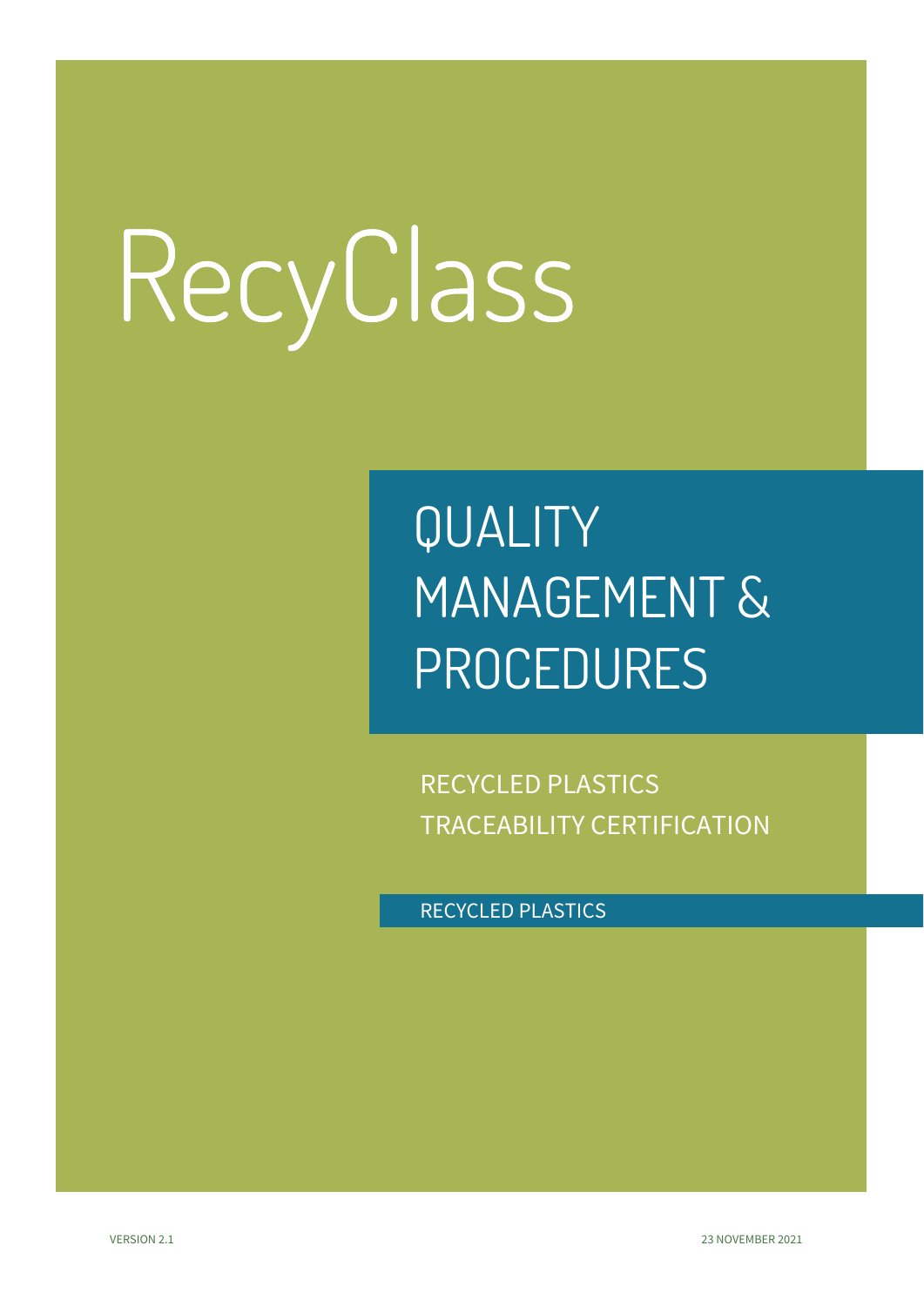# RecyClass

## QUALITY MANAGEMENT & PROCEDURES

RECYCLED PLASTICS TRACEABILITY CERTIFICATION

RECYCLED PLASTICS

VERSION 2.1

23 NOVEMBER 2021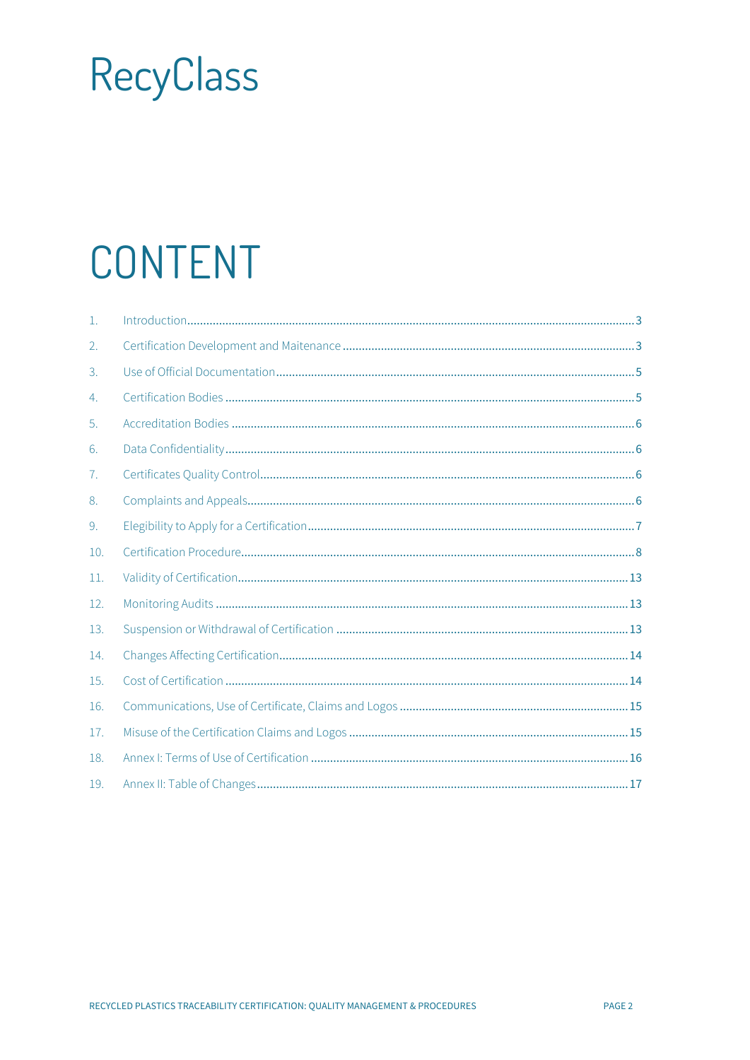RecyClass

# CONTENT

1. Introduction ..... 3
2. Certification Development and Maitenance ..... 3
3. Use of Official Documentation ..... 5
4. Certification Bodies ..... 5
5. Accreditation Bodies ..... 6
6. Data Confidentiality ..... 6
7. Certificates Quality Control ..... 6
8. Complaints and Appeals ..... 6
9. Elegibility to Apply for a Certification ..... 7
10. Certification Procedure ..... 8
11. Validity of Certification ..... 13
12. Monitoring Audits ..... 13
13. Suspension or Withdrawal of Certification ..... 13
14. Changes Affecting Certification ..... 14
15. Cost of Certification ..... 14
16. Communications, Use of Certificate, Claims and Logos ..... 15
17. Misuse of the Certification Claims and Logos ..... 15
18. Annex I: Terms of Use of Certification ..... 16
19. Annex II: Table of Changes ..... 17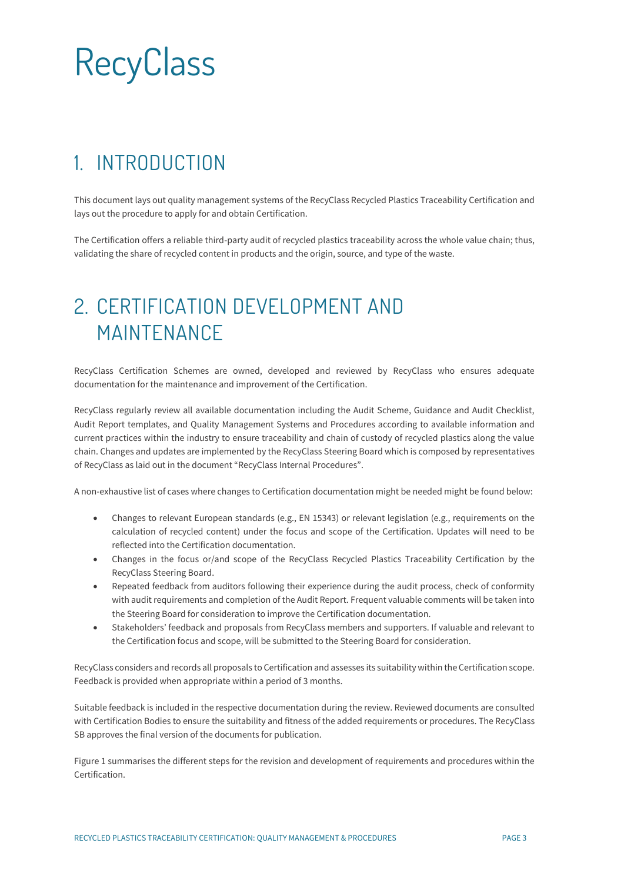# RecyClass

## 1. INTRODUCTION

This document lays out quality management systems of the RecyClass Recycled Plastics Traceability Certification and lays out the procedure to apply for and obtain Certification.

The Certification offers a reliable third-party audit of recycled plastics traceability across the whole value chain; thus, validating the share of recycled content in products and the origin, source, and type of the waste.

## 2. CERTIFICATION DEVELOPMENT AND MAINTENANCE

RecyClass Certification Schemes are owned, developed and reviewed by RecyClass who ensures adequate documentation for the maintenance and improvement of the Certification.

RecyClass regularly review all available documentation including the Audit Scheme, Guidance and Audit Checklist, Audit Report templates, and Quality Management Systems and Procedures according to available information and current practices within the industry to ensure traceability and chain of custody of recycled plastics along the value chain. Changes and updates are implemented by the RecyClass Steering Board which is composed by representatives of RecyClass as laid out in the document “RecyClass Internal Procedures”.

A non-exhaustive list of cases where changes to Certification documentation might be needed might be found below:

- Changes to relevant European standards (e.g., EN 15343) or relevant legislation (e.g., requirements on the calculation of recycled content) under the focus and scope of the Certification. Updates will need to be reflected into the Certification documentation.
- Changes in the focus or/and scope of the RecyClass Recycled Plastics Traceability Certification by the RecyClass Steering Board.
- Repeated feedback from auditors following their experience during the audit process, check of conformity with audit requirements and completion of the Audit Report. Frequent valuable comments will be taken into the Steering Board for consideration to improve the Certification documentation.
- Stakeholders’ feedback and proposals from RecyClass members and supporters. If valuable and relevant to the Certification focus and scope, will be submitted to the Steering Board for consideration.

RecyClass considers and records all proposals to Certification and assesses its suitability within the Certification scope. Feedback is provided when appropriate within a period of 3 months.

Suitable feedback is included in the respective documentation during the review. Reviewed documents are consulted with Certification Bodies to ensure the suitability and fitness of the added requirements or procedures. The RecyClass SB approves the final version of the documents for publication.

Figure 1 summarises the different steps for the revision and development of requirements and procedures within the Certification.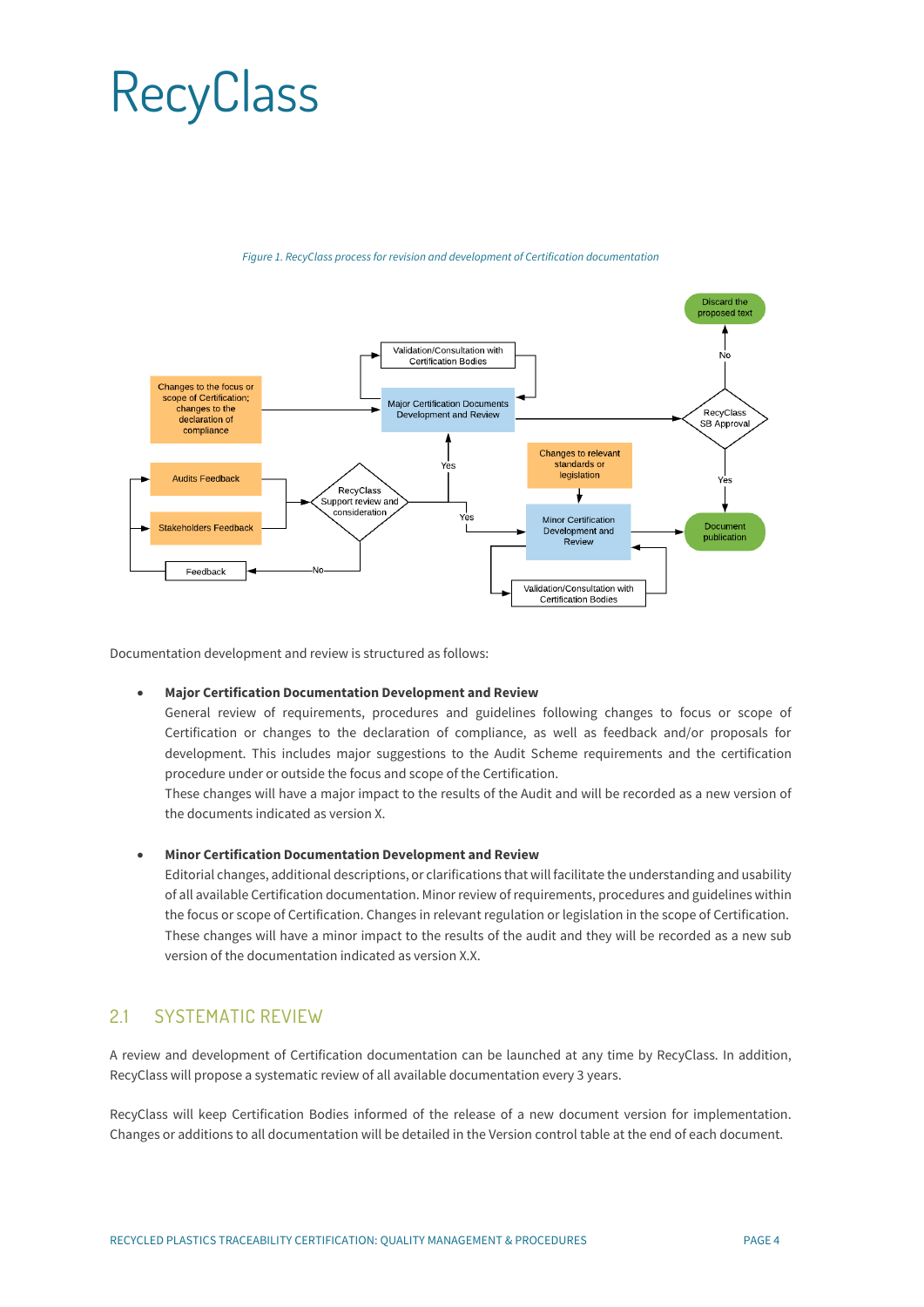# RecyClass

*Figure 1. RecyClass process for revision and development of Certification documentation*

Documentation development and review is structured as follows:

- **Major Certification Documentation Development and Review**
  General review of requirements, procedures and guidelines following changes to focus or scope of Certification or changes to the declaration of compliance, as well as feedback and/or proposals for development. This includes major suggestions to the Audit Scheme requirements and the certification procedure under or outside the focus and scope of the Certification.
  These changes will have a major impact to the results of the Audit and will be recorded as a new version of the documents indicated as version X.

- **Minor Certification Documentation Development and Review**
  Editorial changes, additional descriptions, or clarifications that will facilitate the understanding and usability of all available Certification documentation. Minor review of requirements, procedures and guidelines within the focus or scope of Certification. Changes in relevant regulation or legislation in the scope of Certification.
  These changes will have a minor impact to the results of the audit and they will be recorded as a new sub version of the documentation indicated as version X.X.

## 2.1 SYSTEMATIC REVIEW

A review and development of Certification documentation can be launched at any time by RecyClass. In addition, RecyClass will propose a systematic review of all available documentation every 3 years.

RecyClass will keep Certification Bodies informed of the release of a new document version for implementation. Changes or additions to all documentation will be detailed in the Version control table at the end of each document.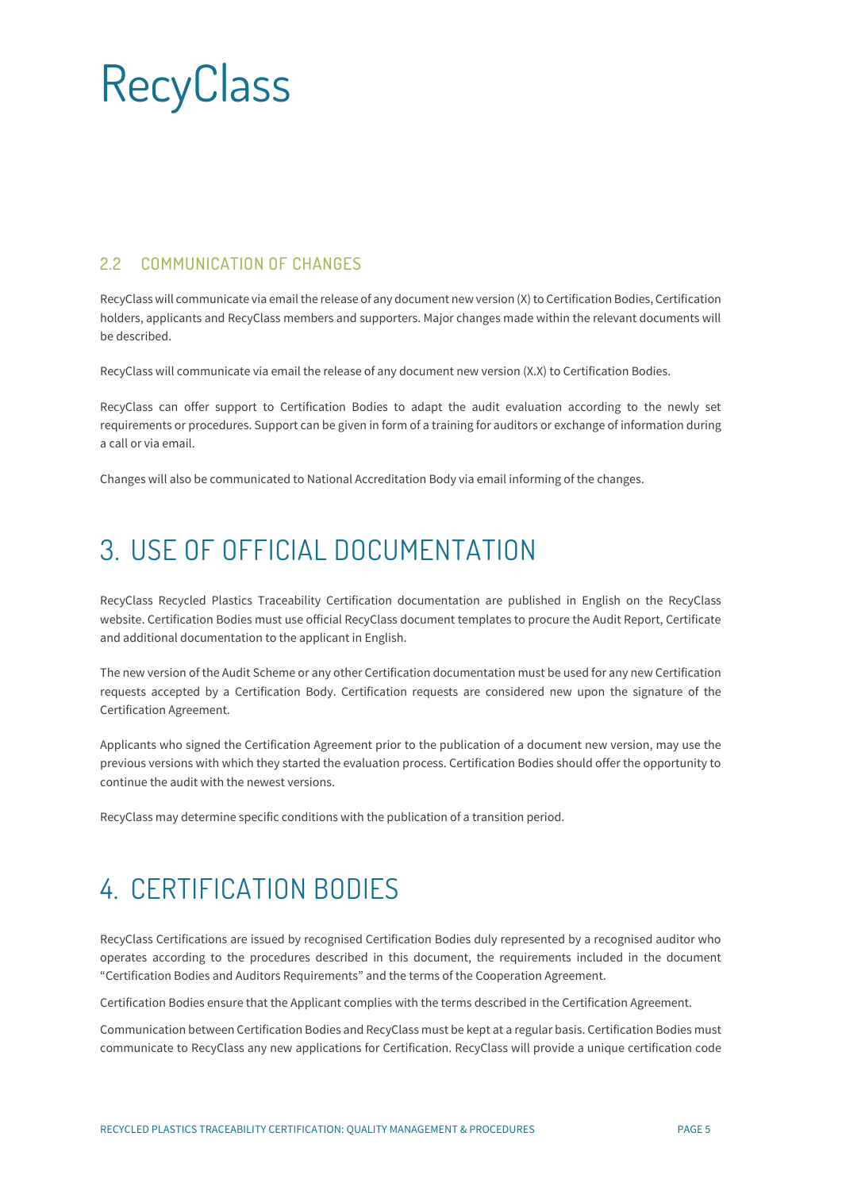## 2.2 COMMUNICATION OF CHANGES

RecyClass will communicate via email the release of any document new version (X) to Certification Bodies, Certification holders, applicants and RecyClass members and supporters. Major changes made within the relevant documents will be described.

RecyClass will communicate via email the release of any document new version (X.X) to Certification Bodies.

RecyClass can offer support to Certification Bodies to adapt the audit evaluation according to the newly set requirements or procedures. Support can be given in form of a training for auditors or exchange of information during a call or via email.

Changes will also be communicated to National Accreditation Body via email informing of the changes.

# 3. USE OF OFFICIAL DOCUMENTATION

RecyClass Recycled Plastics Traceability Certification documentation are published in English on the RecyClass website. Certification Bodies must use official RecyClass document templates to procure the Audit Report, Certificate and additional documentation to the applicant in English.

The new version of the Audit Scheme or any other Certification documentation must be used for any new Certification requests accepted by a Certification Body. Certification requests are considered new upon the signature of the Certification Agreement.

Applicants who signed the Certification Agreement prior to the publication of a document new version, may use the previous versions with which they started the evaluation process. Certification Bodies should offer the opportunity to continue the audit with the newest versions.

RecyClass may determine specific conditions with the publication of a transition period.

# 4. CERTIFICATION BODIES

RecyClass Certifications are issued by recognised Certification Bodies duly represented by a recognised auditor who operates according to the procedures described in this document, the requirements included in the document "Certification Bodies and Auditors Requirements" and the terms of the Cooperation Agreement.

Certification Bodies ensure that the Applicant complies with the terms described in the Certification Agreement.

Communication between Certification Bodies and RecyClass must be kept at a regular basis. Certification Bodies must communicate to RecyClass any new applications for Certification. RecyClass will provide a unique certification code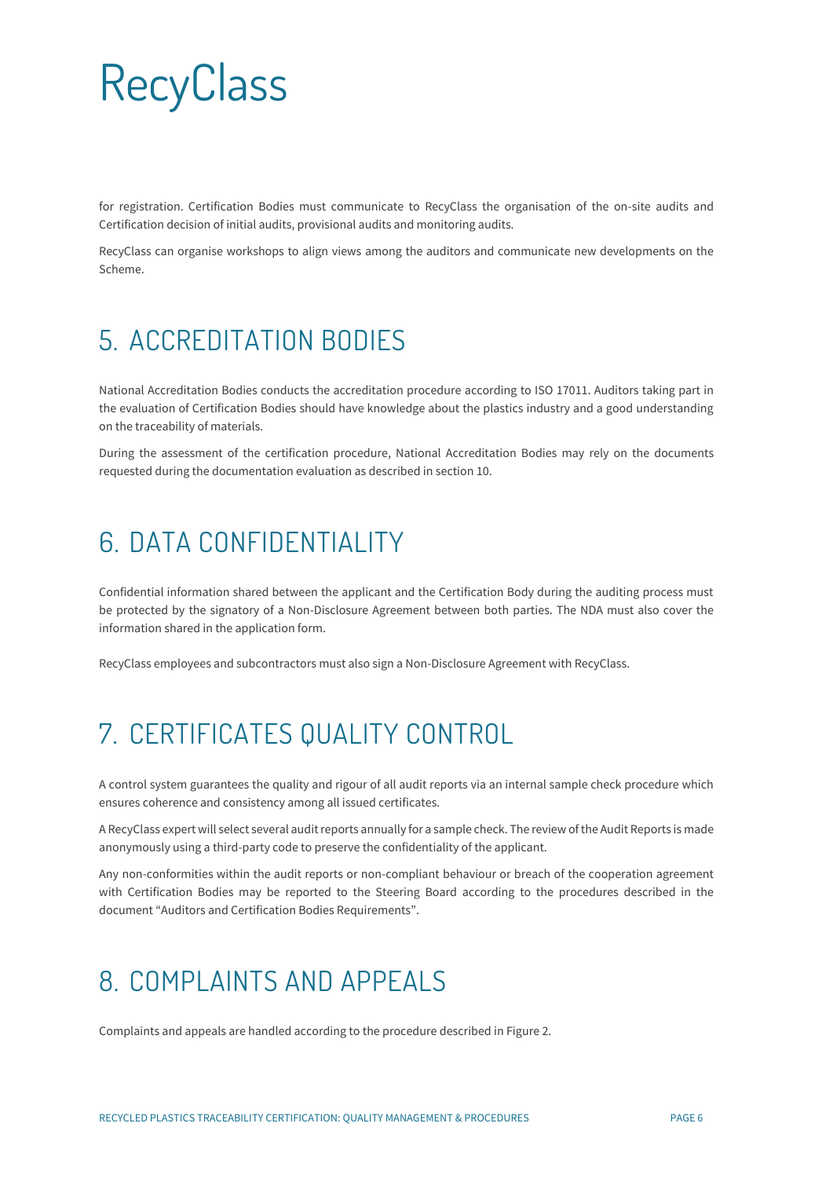for registration. Certification Bodies must communicate to RecyClass the organisation of the on-site audits and Certification decision of initial audits, provisional audits and monitoring audits.

RecyClass can organise workshops to align views among the auditors and communicate new developments on the Scheme.

## 5. ACCREDITATION BODIES

National Accreditation Bodies conducts the accreditation procedure according to ISO 17011. Auditors taking part in the evaluation of Certification Bodies should have knowledge about the plastics industry and a good understanding on the traceability of materials.

During the assessment of the certification procedure, National Accreditation Bodies may rely on the documents requested during the documentation evaluation as described in section 10.

## 6. DATA CONFIDENTIALITY

Confidential information shared between the applicant and the Certification Body during the auditing process must be protected by the signatory of a Non-Disclosure Agreement between both parties. The NDA must also cover the information shared in the application form.

RecyClass employees and subcontractors must also sign a Non-Disclosure Agreement with RecyClass.

## 7. CERTIFICATES QUALITY CONTROL

A control system guarantees the quality and rigour of all audit reports via an internal sample check procedure which ensures coherence and consistency among all issued certificates.

A RecyClass expert will select several audit reports annually for a sample check. The review of the Audit Reports is made anonymously using a third-party code to preserve the confidentiality of the applicant.

Any non-conformities within the audit reports or non-compliant behaviour or breach of the cooperation agreement with Certification Bodies may be reported to the Steering Board according to the procedures described in the document "Auditors and Certification Bodies Requirements".

## 8. COMPLAINTS AND APPEALS

Complaints and appeals are handled according to the procedure described in Figure 2.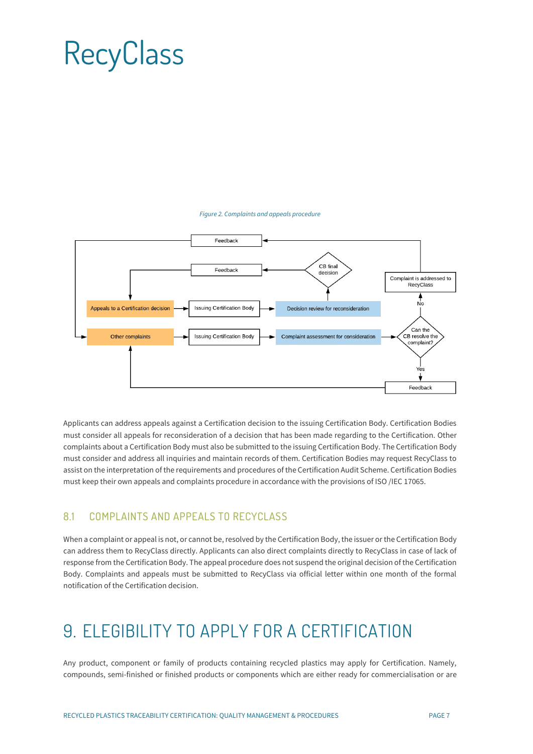*Figure 2. Complaints and appeals procedure*

Applicants can address appeals against a Certification decision to the issuing Certification Body. Certification Bodies must consider all appeals for reconsideration of a decision that has been made regarding to the Certification. Other complaints about a Certification Body must also be submitted to the issuing Certification Body. The Certification Body must consider and address all inquiries and maintain records of them. Certification Bodies may request RecyClass to assist on the interpretation of the requirements and procedures of the Certification Audit Scheme. Certification Bodies must keep their own appeals and complaints procedure in accordance with the provisions of ISO /IEC 17065.

## 8.1 COMPLAINTS AND APPEALS TO RECYCLASS

When a complaint or appeal is not, or cannot be, resolved by the Certification Body, the issuer or the Certification Body can address them to RecyClass directly. Applicants can also direct complaints directly to RecyClass in case of lack of response from the Certification Body. The appeal procedure does not suspend the original decision of the Certification Body. Complaints and appeals must be submitted to RecyClass via official letter within one month of the formal notification of the Certification decision.

# 9. ELEGIBILITY TO APPLY FOR A CERTIFICATION

Any product, component or family of products containing recycled plastics may apply for Certification. Namely, compounds, semi-finished or finished products or components which are either ready for commercialisation or are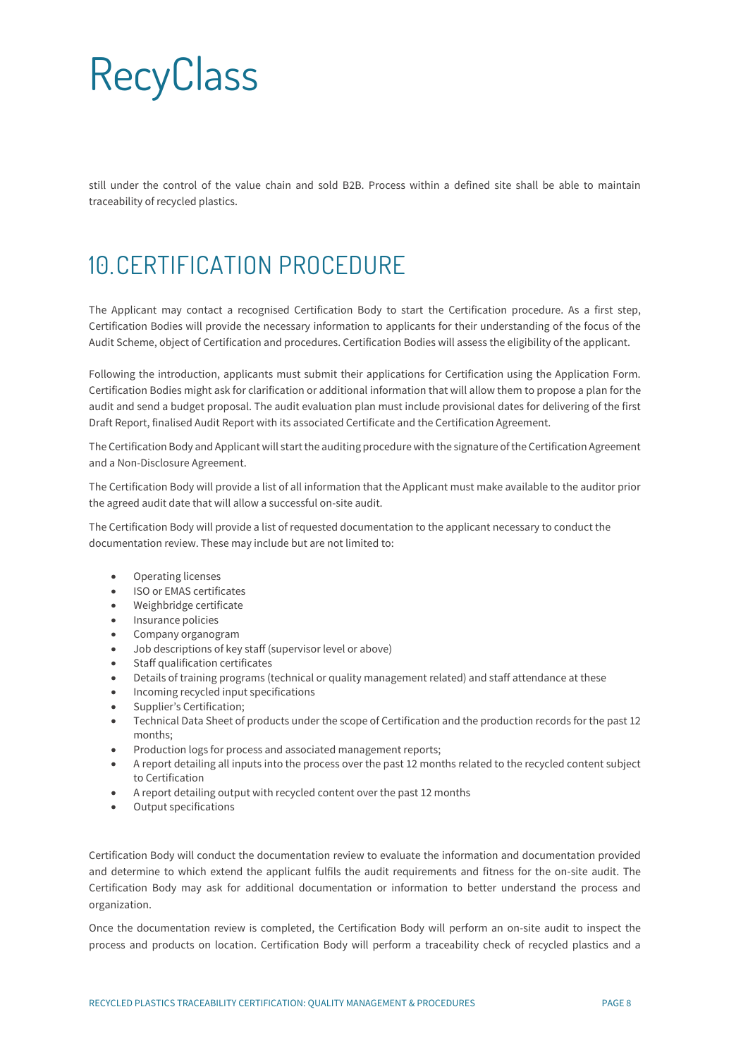still under the control of the value chain and sold B2B. Process within a defined site shall be able to maintain traceability of recycled plastics.

# 10. CERTIFICATION PROCEDURE

The Applicant may contact a recognised Certification Body to start the Certification procedure. As a first step, Certification Bodies will provide the necessary information to applicants for their understanding of the focus of the Audit Scheme, object of Certification and procedures. Certification Bodies will assess the eligibility of the applicant.

Following the introduction, applicants must submit their applications for Certification using the Application Form. Certification Bodies might ask for clarification or additional information that will allow them to propose a plan for the audit and send a budget proposal. The audit evaluation plan must include provisional dates for delivering of the first Draft Report, finalised Audit Report with its associated Certificate and the Certification Agreement.

The Certification Body and Applicant will start the auditing procedure with the signature of the Certification Agreement and a Non-Disclosure Agreement.

The Certification Body will provide a list of all information that the Applicant must make available to the auditor prior the agreed audit date that will allow a successful on-site audit.

The Certification Body will provide a list of requested documentation to the applicant necessary to conduct the documentation review. These may include but are not limited to:

- Operating licenses
- ISO or EMAS certificates
- Weighbridge certificate
- Insurance policies
- Company organogram
- Job descriptions of key staff (supervisor level or above)
- Staff qualification certificates
- Details of training programs (technical or quality management related) and staff attendance at these
- Incoming recycled input specifications
- Supplier's Certification;
- Technical Data Sheet of products under the scope of Certification and the production records for the past 12 months;
- Production logs for process and associated management reports;
- A report detailing all inputs into the process over the past 12 months related to the recycled content subject to Certification
- A report detailing output with recycled content over the past 12 months
- Output specifications

Certification Body will conduct the documentation review to evaluate the information and documentation provided and determine to which extend the applicant fulfils the audit requirements and fitness for the on-site audit. The Certification Body may ask for additional documentation or information to better understand the process and organization.

Once the documentation review is completed, the Certification Body will perform an on-site audit to inspect the process and products on location. Certification Body will perform a traceability check of recycled plastics and a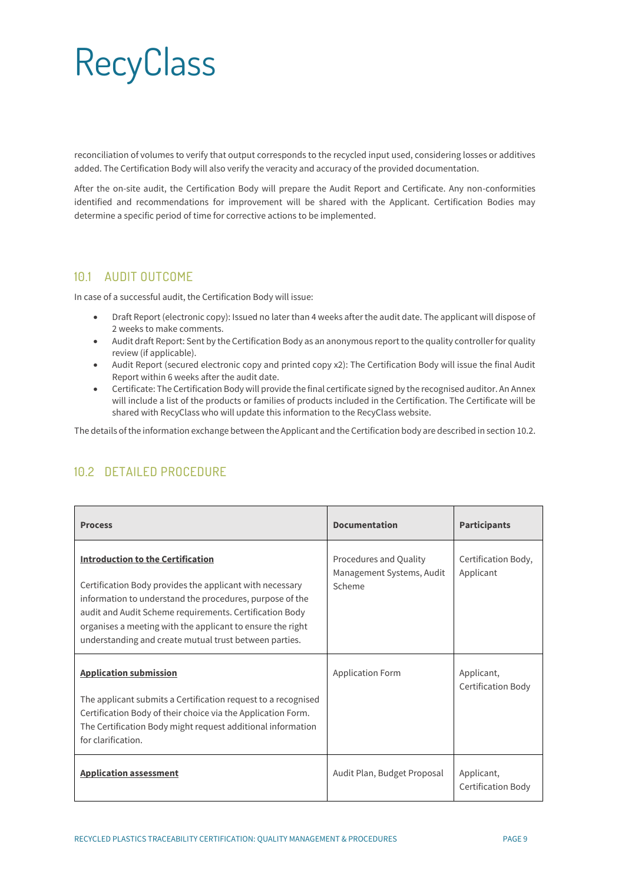reconciliation of volumes to verify that output corresponds to the recycled input used, considering losses or additives added. The Certification Body will also verify the veracity and accuracy of the provided documentation.

After the on-site audit, the Certification Body will prepare the Audit Report and Certificate. Any non-conformities identified and recommendations for improvement will be shared with the Applicant. Certification Bodies may determine a specific period of time for corrective actions to be implemented.

## 10.1 AUDIT OUTCOME

In case of a successful audit, the Certification Body will issue:

- Draft Report (electronic copy): Issued no later than 4 weeks after the audit date. The applicant will dispose of 2 weeks to make comments.
- Audit draft Report: Sent by the Certification Body as an anonymous report to the quality controller for quality review (if applicable).
- Audit Report (secured electronic copy and printed copy x2): The Certification Body will issue the final Audit Report within 6 weeks after the audit date.
- Certificate: The Certification Body will provide the final certificate signed by the recognised auditor. An Annex will include a list of the products or families of products included in the Certification. The Certificate will be shared with RecyClass who will update this information to the RecyClass website.

The details of the information exchange between the Applicant and the Certification body are described in section 10.2.

## 10.2 DETAILED PROCEDURE

| Process | Documentation | Participants |
|---|---|---|
| **Introduction to the Certification**<br><br>Certification Body provides the applicant with necessary information to understand the procedures, purpose of the audit and Audit Scheme requirements. Certification Body organises a meeting with the applicant to ensure the right understanding and create mutual trust between parties. | Procedures and Quality Management Systems, Audit Scheme | Certification Body, Applicant |
| **Application submission**<br><br>The applicant submits a Certification request to a recognised Certification Body of their choice via the Application Form. The Certification Body might request additional information for clarification. | Application Form | Applicant, Certification Body |
| **Application assessment** | Audit Plan, Budget Proposal | Applicant, Certification Body |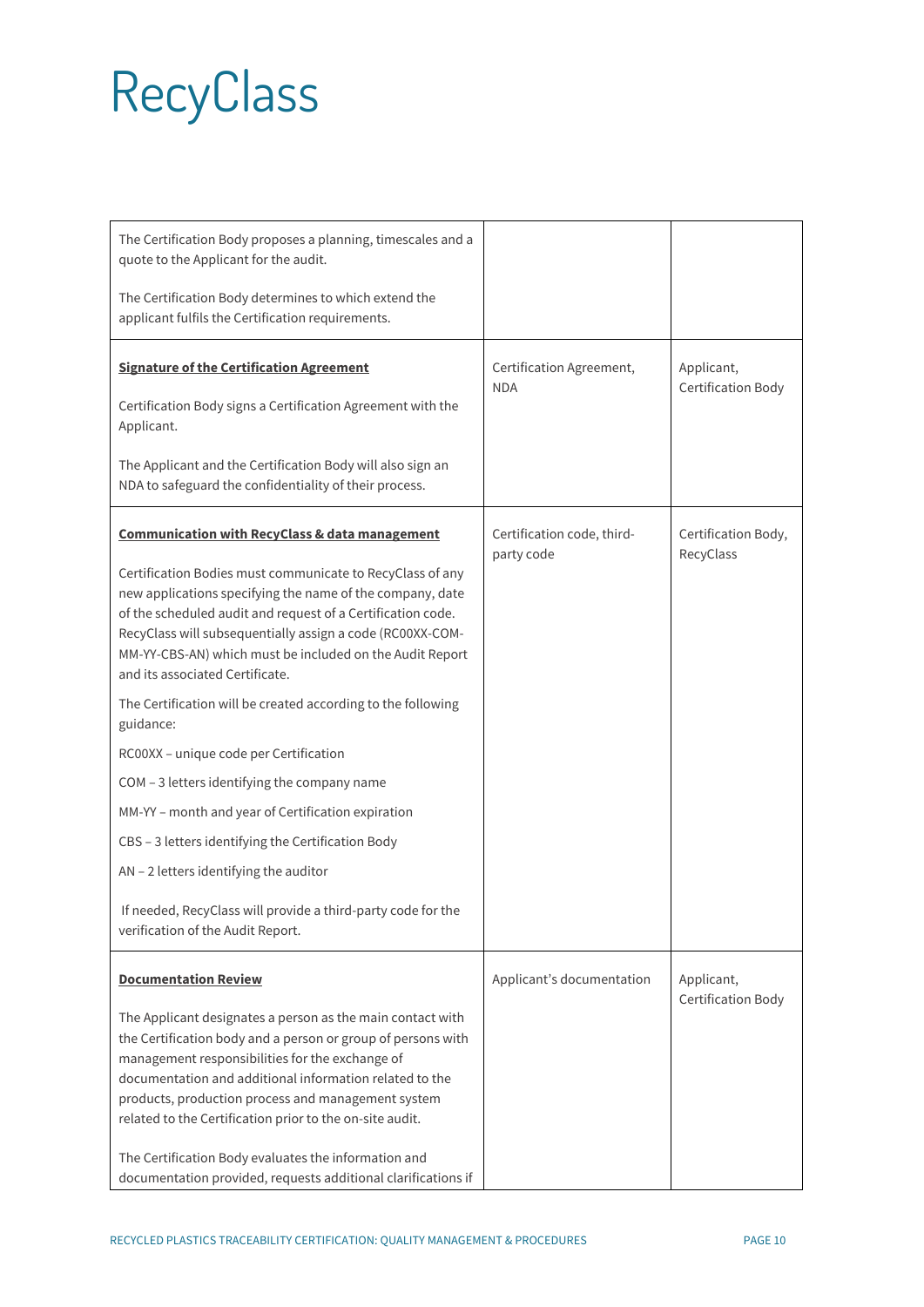| | | |
|---|---|---|
| The Certification Body proposes a planning, timescales and a quote to the Applicant for the audit.<br><br>The Certification Body determines to which extend the applicant fulfils the Certification requirements. | | |
| **Signature of the Certification Agreement**<br><br>Certification Body signs a Certification Agreement with the Applicant.<br><br>The Applicant and the Certification Body will also sign an NDA to safeguard the confidentiality of their process. | Certification Agreement, NDA | Applicant, Certification Body |
| **Communication with RecyClass & data management**<br><br>Certification Bodies must communicate to RecyClass of any new applications specifying the name of the company, date of the scheduled audit and request of a Certification code. RecyClass will subsequentially assign a code (RC00XX-COM-MM-YY-CBS-AN) which must be included on the Audit Report and its associated Certificate.<br><br>The Certification will be created according to the following guidance:<br><br>RC00XX – unique code per Certification<br><br>COM – 3 letters identifying the company name<br><br>MM-YY – month and year of Certification expiration<br><br>CBS – 3 letters identifying the Certification Body<br><br>AN – 2 letters identifying the auditor<br><br>If needed, RecyClass will provide a third-party code for the verification of the Audit Report. | Certification code, third-party code | Certification Body, RecyClass |
| **Documentation Review**<br><br>The Applicant designates a person as the main contact with the Certification body and a person or group of persons with management responsibilities for the exchange of documentation and additional information related to the products, production process and management system related to the Certification prior to the on-site audit.<br><br>The Certification Body evaluates the information and documentation provided, requests additional clarifications if | Applicant's documentation | Applicant, Certification Body |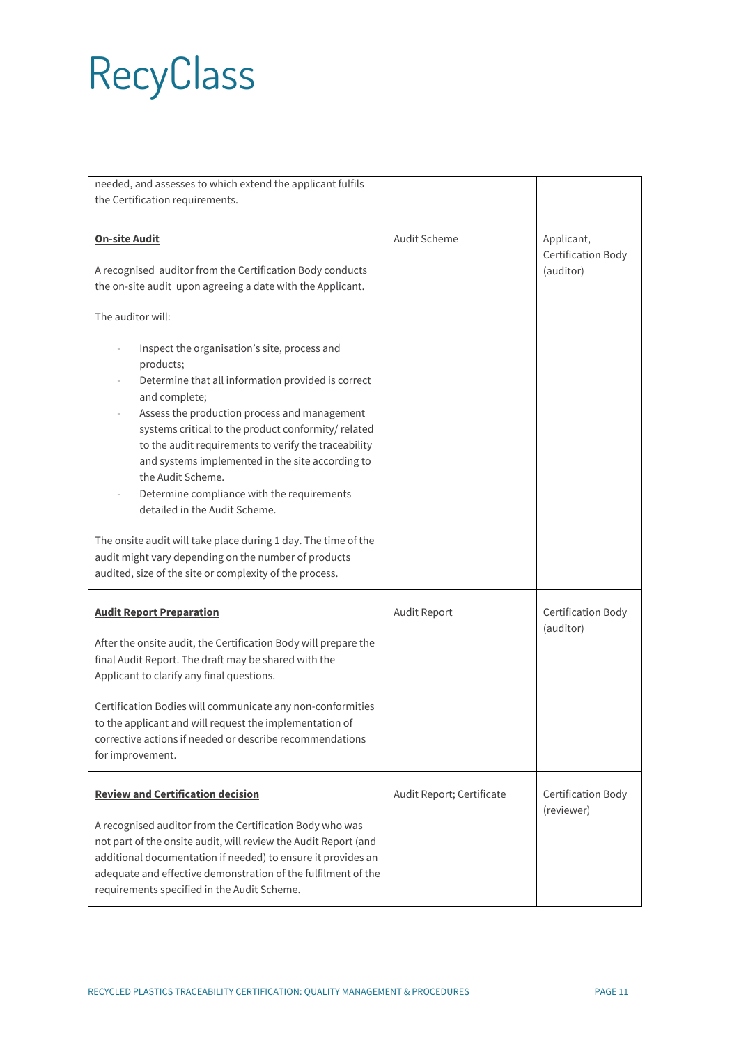| | | |
|---|---|---|
| needed, and assesses to which extend the applicant fulfils the Certification requirements. | | |
| **On-site Audit**<br><br>A recognised auditor from the Certification Body conducts the on-site audit upon agreeing a date with the Applicant.<br><br>The auditor will:<br><br>- Inspect the organisation's site, process and products;<br>- Determine that all information provided is correct and complete;<br>- Assess the production process and management systems critical to the product conformity/ related to the audit requirements to verify the traceability and systems implemented in the site according to the Audit Scheme.<br>- Determine compliance with the requirements detailed in the Audit Scheme.<br><br>The onsite audit will take place during 1 day. The time of the audit might vary depending on the number of products audited, size of the site or complexity of the process. | Audit Scheme | Applicant, Certification Body (auditor) |
| **Audit Report Preparation**<br><br>After the onsite audit, the Certification Body will prepare the final Audit Report. The draft may be shared with the Applicant to clarify any final questions.<br><br>Certification Bodies will communicate any non-conformities to the applicant and will request the implementation of corrective actions if needed or describe recommendations for improvement. | Audit Report | Certification Body (auditor) |
| **Review and Certification decision**<br><br>A recognised auditor from the Certification Body who was not part of the onsite audit, will review the Audit Report (and additional documentation if needed) to ensure it provides an adequate and effective demonstration of the fulfilment of the requirements specified in the Audit Scheme. | Audit Report; Certificate | Certification Body (reviewer) |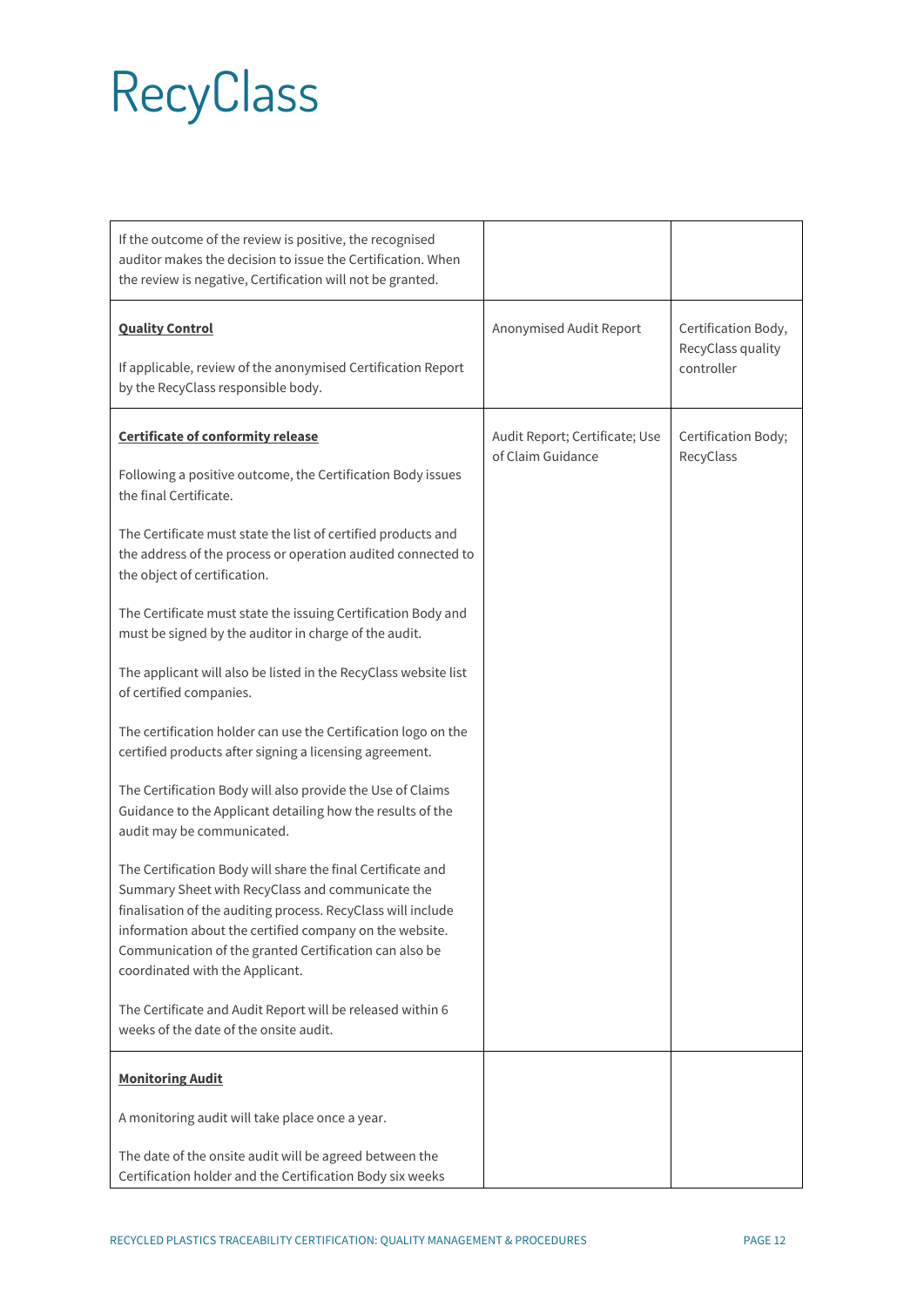RecyClass

| | | |
|---|---|---|
| If the outcome of the review is positive, the recognised auditor makes the decision to issue the Certification. When the review is negative, Certification will not be granted. | | |
| **Quality Control**<br><br>If applicable, review of the anonymised Certification Report by the RecyClass responsible body. | Anonymised Audit Report | Certification Body, RecyClass quality controller |
| **Certificate of conformity release**<br><br>Following a positive outcome, the Certification Body issues the final Certificate.<br><br>The Certificate must state the list of certified products and the address of the process or operation audited connected to the object of certification.<br><br>The Certificate must state the issuing Certification Body and must be signed by the auditor in charge of the audit.<br><br>The applicant will also be listed in the RecyClass website list of certified companies.<br><br>The certification holder can use the Certification logo on the certified products after signing a licensing agreement.<br><br>The Certification Body will also provide the Use of Claims Guidance to the Applicant detailing how the results of the audit may be communicated.<br><br>The Certification Body will share the final Certificate and Summary Sheet with RecyClass and communicate the finalisation of the auditing process. RecyClass will include information about the certified company on the website. Communication of the granted Certification can also be coordinated with the Applicant.<br><br>The Certificate and Audit Report will be released within 6 weeks of the date of the onsite audit. | Audit Report; Certificate; Use of Claim Guidance | Certification Body; RecyClass |
| **Monitoring Audit**<br><br>A monitoring audit will take place once a year.<br><br>The date of the onsite audit will be agreed between the Certification holder and the Certification Body six weeks | | |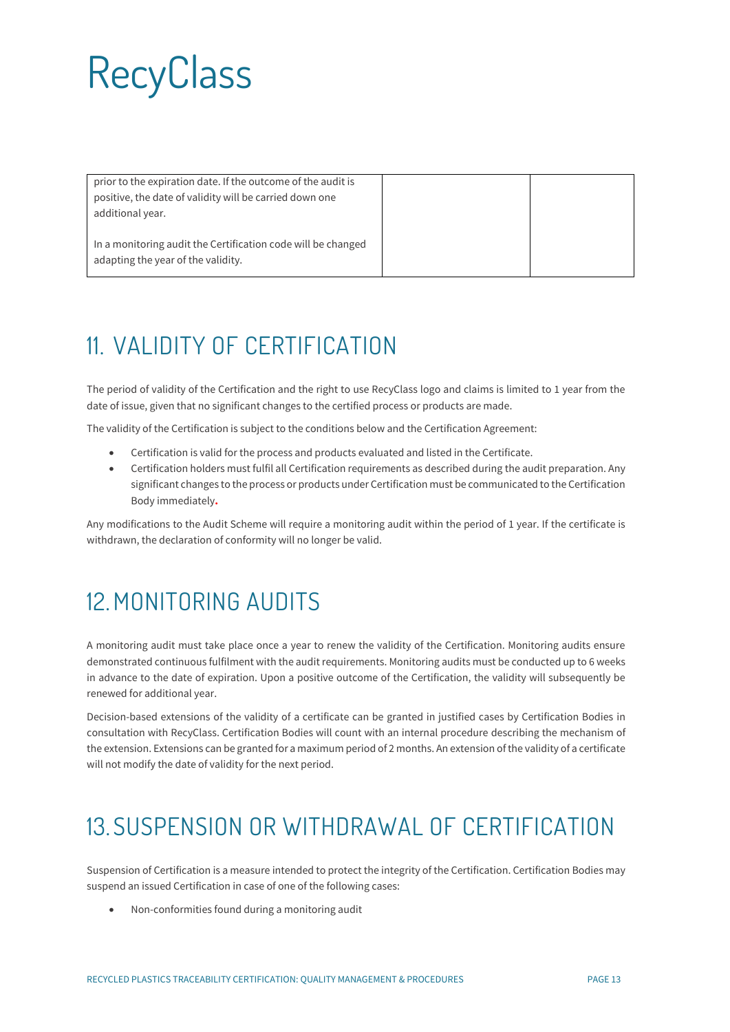| prior to the expiration date. If the outcome of the audit is positive, the date of validity will be carried down one additional year.<br><br>In a monitoring audit the Certification code will be changed adapting the year of the validity. | | |
|---|---|---|

## 11. VALIDITY OF CERTIFICATION

The period of validity of the Certification and the right to use RecyClass logo and claims is limited to 1 year from the date of issue, given that no significant changes to the certified process or products are made.

The validity of the Certification is subject to the conditions below and the Certification Agreement:

- Certification is valid for the process and products evaluated and listed in the Certificate.
- Certification holders must fulfil all Certification requirements as described during the audit preparation. Any significant changes to the process or products under Certification must be communicated to the Certification Body immediately.

Any modifications to the Audit Scheme will require a monitoring audit within the period of 1 year. If the certificate is withdrawn, the declaration of conformity will no longer be valid.

## 12. MONITORING AUDITS

A monitoring audit must take place once a year to renew the validity of the Certification. Monitoring audits ensure demonstrated continuous fulfilment with the audit requirements. Monitoring audits must be conducted up to 6 weeks in advance to the date of expiration. Upon a positive outcome of the Certification, the validity will subsequently be renewed for additional year.

Decision-based extensions of the validity of a certificate can be granted in justified cases by Certification Bodies in consultation with RecyClass. Certification Bodies will count with an internal procedure describing the mechanism of the extension. Extensions can be granted for a maximum period of 2 months. An extension of the validity of a certificate will not modify the date of validity for the next period.

## 13. SUSPENSION OR WITHDRAWAL OF CERTIFICATION

Suspension of Certification is a measure intended to protect the integrity of the Certification. Certification Bodies may suspend an issued Certification in case of one of the following cases:

- Non-conformities found during a monitoring audit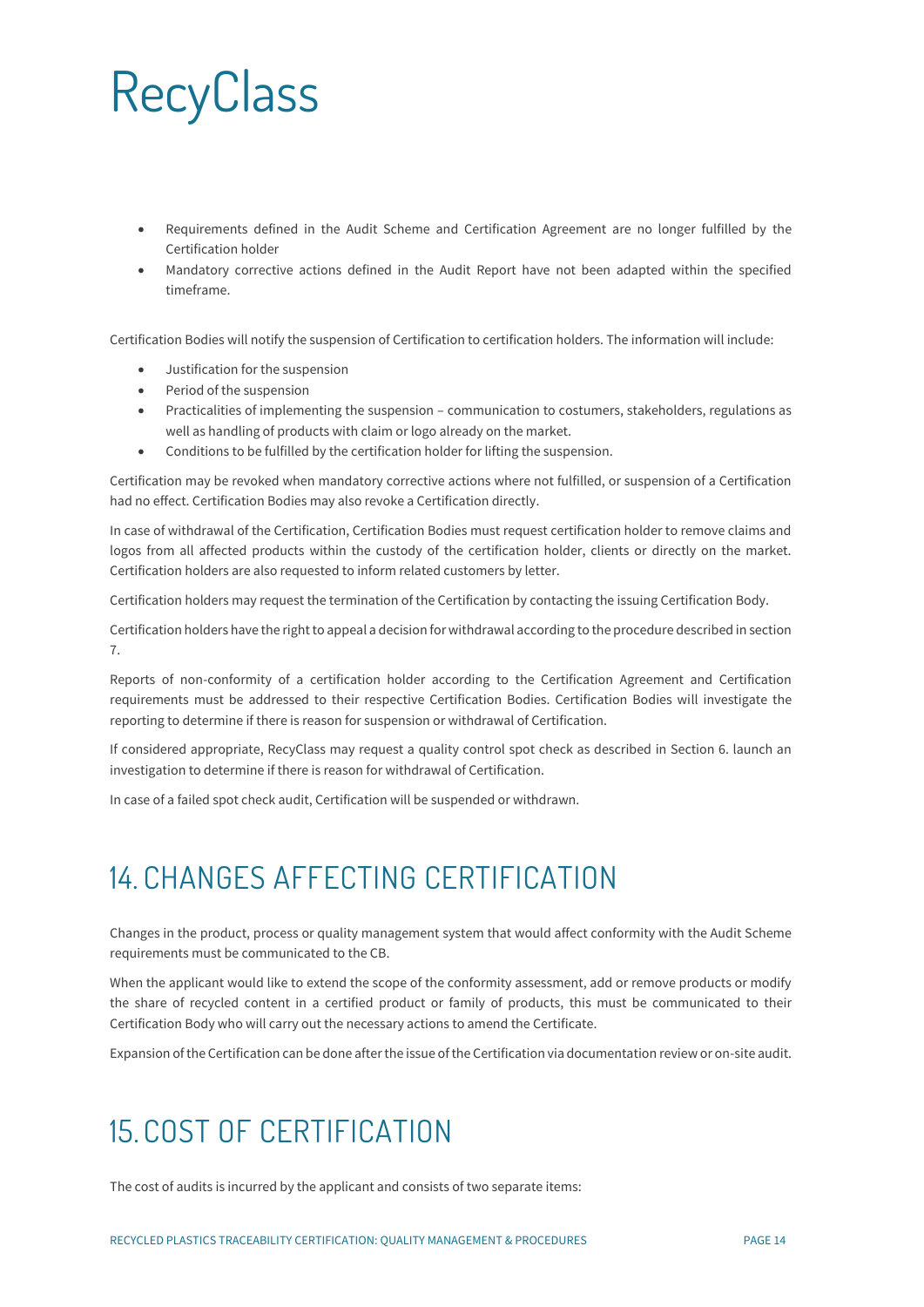- Requirements defined in the Audit Scheme and Certification Agreement are no longer fulfilled by the Certification holder
- Mandatory corrective actions defined in the Audit Report have not been adapted within the specified timeframe.

Certification Bodies will notify the suspension of Certification to certification holders. The information will include:

- Justification for the suspension
- Period of the suspension
- Practicalities of implementing the suspension – communication to costumers, stakeholders, regulations as well as handling of products with claim or logo already on the market.
- Conditions to be fulfilled by the certification holder for lifting the suspension.

Certification may be revoked when mandatory corrective actions where not fulfilled, or suspension of a Certification had no effect. Certification Bodies may also revoke a Certification directly.

In case of withdrawal of the Certification, Certification Bodies must request certification holder to remove claims and logos from all affected products within the custody of the certification holder, clients or directly on the market. Certification holders are also requested to inform related customers by letter.

Certification holders may request the termination of the Certification by contacting the issuing Certification Body.

Certification holders have the right to appeal a decision for withdrawal according to the procedure described in section 7.

Reports of non-conformity of a certification holder according to the Certification Agreement and Certification requirements must be addressed to their respective Certification Bodies. Certification Bodies will investigate the reporting to determine if there is reason for suspension or withdrawal of Certification.

If considered appropriate, RecyClass may request a quality control spot check as described in Section 6. launch an investigation to determine if there is reason for withdrawal of Certification.

In case of a failed spot check audit, Certification will be suspended or withdrawn.

# 14. CHANGES AFFECTING CERTIFICATION

Changes in the product, process or quality management system that would affect conformity with the Audit Scheme requirements must be communicated to the CB.

When the applicant would like to extend the scope of the conformity assessment, add or remove products or modify the share of recycled content in a certified product or family of products, this must be communicated to their Certification Body who will carry out the necessary actions to amend the Certificate.

Expansion of the Certification can be done after the issue of the Certification via documentation review or on-site audit.

# 15. COST OF CERTIFICATION

The cost of audits is incurred by the applicant and consists of two separate items: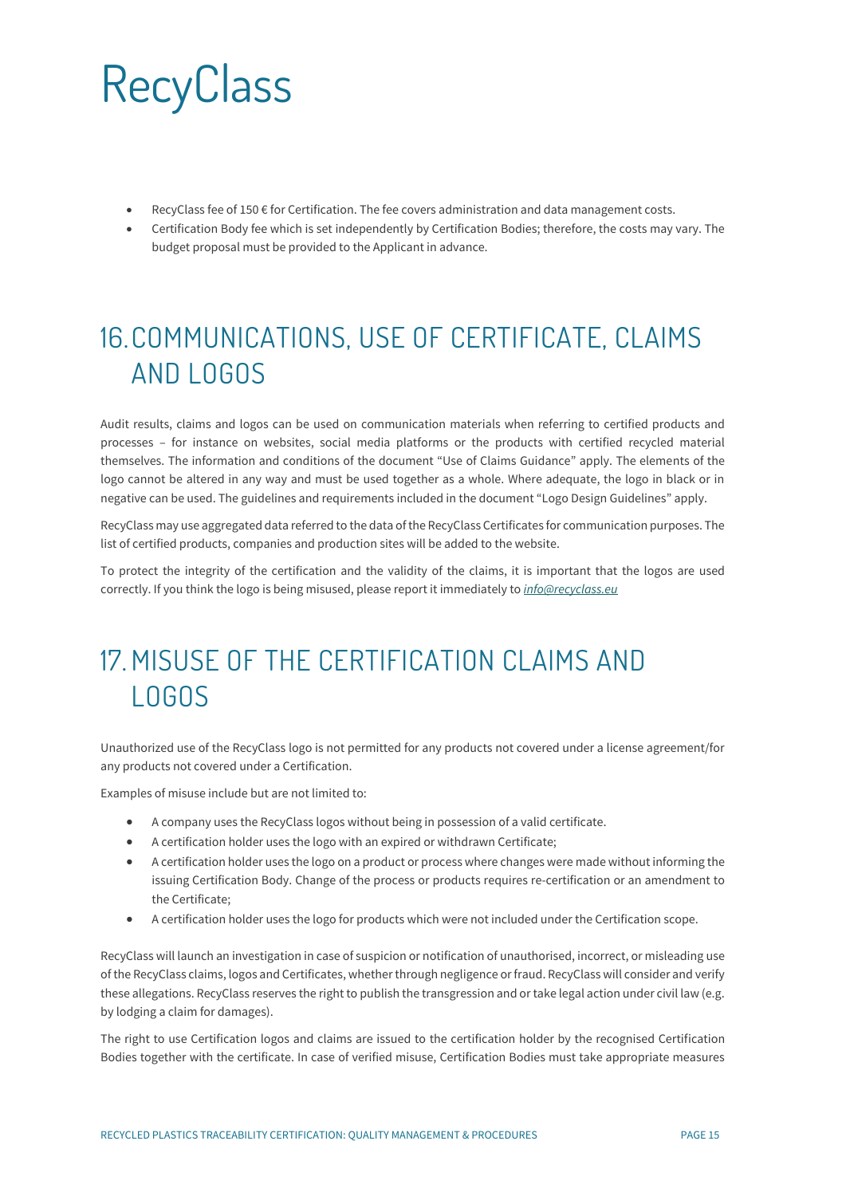- RecyClass fee of 150 € for Certification. The fee covers administration and data management costs.
- Certification Body fee which is set independently by Certification Bodies; therefore, the costs may vary. The budget proposal must be provided to the Applicant in advance.

# 16. COMMUNICATIONS, USE OF CERTIFICATE, CLAIMS AND LOGOS

Audit results, claims and logos can be used on communication materials when referring to certified products and processes – for instance on websites, social media platforms or the products with certified recycled material themselves. The information and conditions of the document "Use of Claims Guidance" apply. The elements of the logo cannot be altered in any way and must be used together as a whole. Where adequate, the logo in black or in negative can be used. The guidelines and requirements included in the document "Logo Design Guidelines" apply.

RecyClass may use aggregated data referred to the data of the RecyClass Certificates for communication purposes. The list of certified products, companies and production sites will be added to the website.

To protect the integrity of the certification and the validity of the claims, it is important that the logos are used correctly. If you think the logo is being misused, please report it immediately to *info@recyclass.eu*

# 17. MISUSE OF THE CERTIFICATION CLAIMS AND LOGOS

Unauthorized use of the RecyClass logo is not permitted for any products not covered under a license agreement/for any products not covered under a Certification.

Examples of misuse include but are not limited to:

- A company uses the RecyClass logos without being in possession of a valid certificate.
- A certification holder uses the logo with an expired or withdrawn Certificate;
- A certification holder uses the logo on a product or process where changes were made without informing the issuing Certification Body. Change of the process or products requires re-certification or an amendment to the Certificate;
- A certification holder uses the logo for products which were not included under the Certification scope.

RecyClass will launch an investigation in case of suspicion or notification of unauthorised, incorrect, or misleading use of the RecyClass claims, logos and Certificates, whether through negligence or fraud. RecyClass will consider and verify these allegations. RecyClass reserves the right to publish the transgression and or take legal action under civil law (e.g. by lodging a claim for damages).

The right to use Certification logos and claims are issued to the certification holder by the recognised Certification Bodies together with the certificate. In case of verified misuse, Certification Bodies must take appropriate measures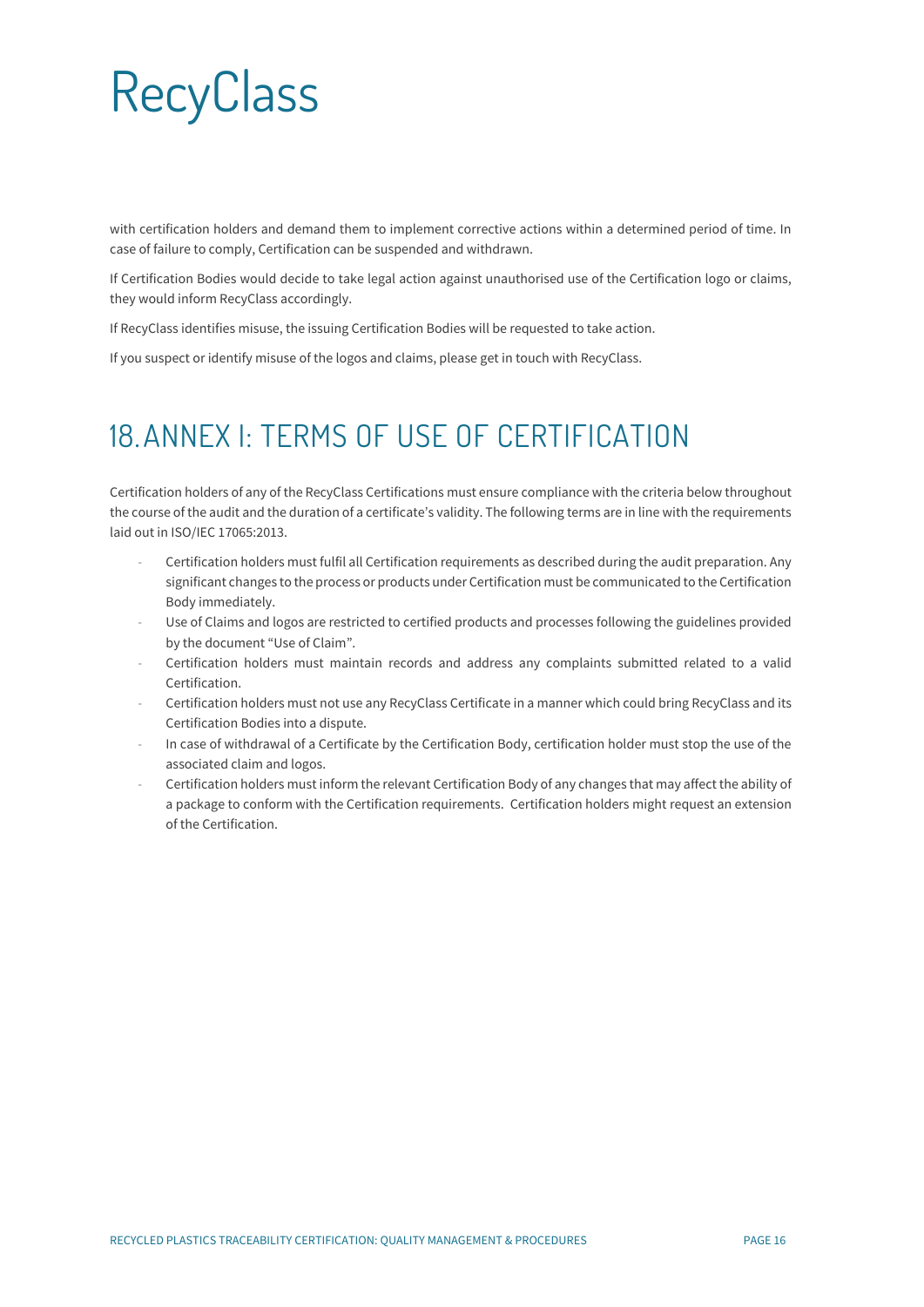with certification holders and demand them to implement corrective actions within a determined period of time. In case of failure to comply, Certification can be suspended and withdrawn.

If Certification Bodies would decide to take legal action against unauthorised use of the Certification logo or claims, they would inform RecyClass accordingly.

If RecyClass identifies misuse, the issuing Certification Bodies will be requested to take action.

If you suspect or identify misuse of the logos and claims, please get in touch with RecyClass.

# 18. ANNEX I: TERMS OF USE OF CERTIFICATION

Certification holders of any of the RecyClass Certifications must ensure compliance with the criteria below throughout the course of the audit and the duration of a certificate's validity. The following terms are in line with the requirements laid out in ISO/IEC 17065:2013.

- Certification holders must fulfil all Certification requirements as described during the audit preparation. Any significant changes to the process or products under Certification must be communicated to the Certification Body immediately.
- Use of Claims and logos are restricted to certified products and processes following the guidelines provided by the document "Use of Claim".
- Certification holders must maintain records and address any complaints submitted related to a valid Certification.
- Certification holders must not use any RecyClass Certificate in a manner which could bring RecyClass and its Certification Bodies into a dispute.
- In case of withdrawal of a Certificate by the Certification Body, certification holder must stop the use of the associated claim and logos.
- Certification holders must inform the relevant Certification Body of any changes that may affect the ability of a package to conform with the Certification requirements. Certification holders might request an extension of the Certification.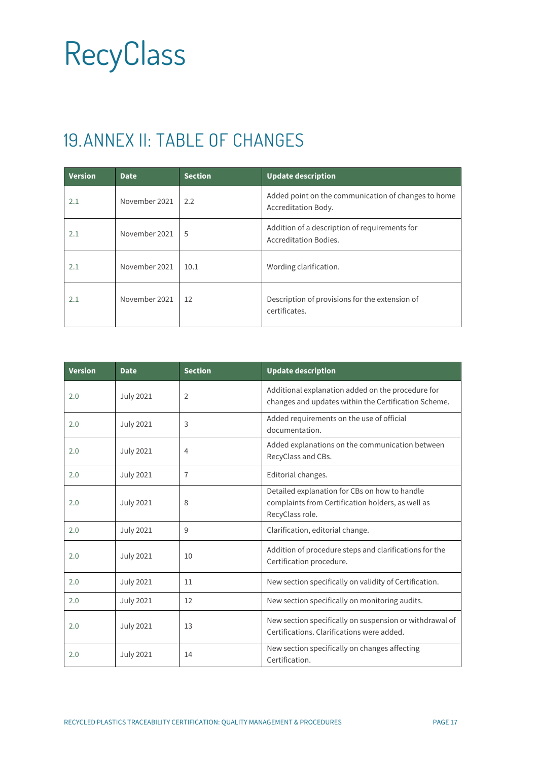# 19. ANNEX II: TABLE OF CHANGES

| Version | Date | Section | Update description |
|---|---|---|---|
| 2.1 | November 2021 | 2.2 | Added point on the communication of changes to home Accreditation Body. |
| 2.1 | November 2021 | 5 | Addition of a description of requirements for Accreditation Bodies. |
| 2.1 | November 2021 | 10.1 | Wording clarification. |
| 2.1 | November 2021 | 12 | Description of provisions for the extension of certificates. |

| Version | Date | Section | Update description |
|---|---|---|---|
| 2.0 | July 2021 | 2 | Additional explanation added on the procedure for changes and updates within the Certification Scheme. |
| 2.0 | July 2021 | 3 | Added requirements on the use of official documentation. |
| 2.0 | July 2021 | 4 | Added explanations on the communication between RecyClass and CBs. |
| 2.0 | July 2021 | 7 | Editorial changes. |
| 2.0 | July 2021 | 8 | Detailed explanation for CBs on how to handle complaints from Certification holders, as well as RecyClass role. |
| 2.0 | July 2021 | 9 | Clarification, editorial change. |
| 2.0 | July 2021 | 10 | Addition of procedure steps and clarifications for the Certification procedure. |
| 2.0 | July 2021 | 11 | New section specifically on validity of Certification. |
| 2.0 | July 2021 | 12 | New section specifically on monitoring audits. |
| 2.0 | July 2021 | 13 | New section specifically on suspension or withdrawal of Certifications. Clarifications were added. |
| 2.0 | July 2021 | 14 | New section specifically on changes affecting Certification. |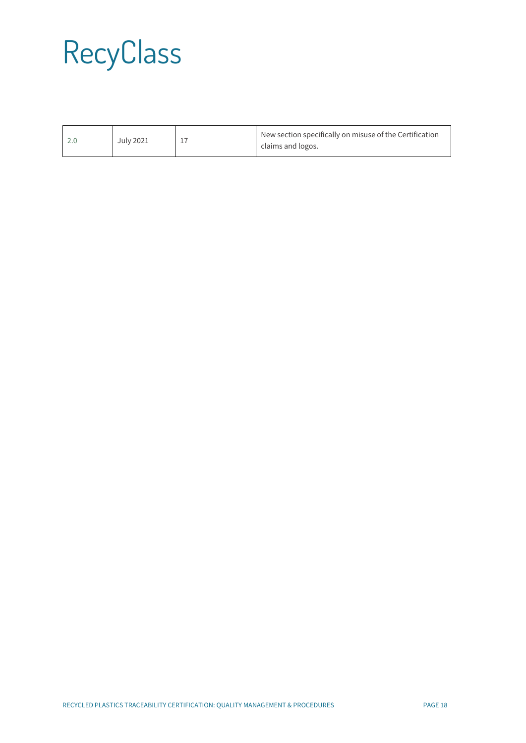| 2.0 | July 2021 | 17 | New section specifically on misuse of the Certification claims and logos. |
|---|---|---|---|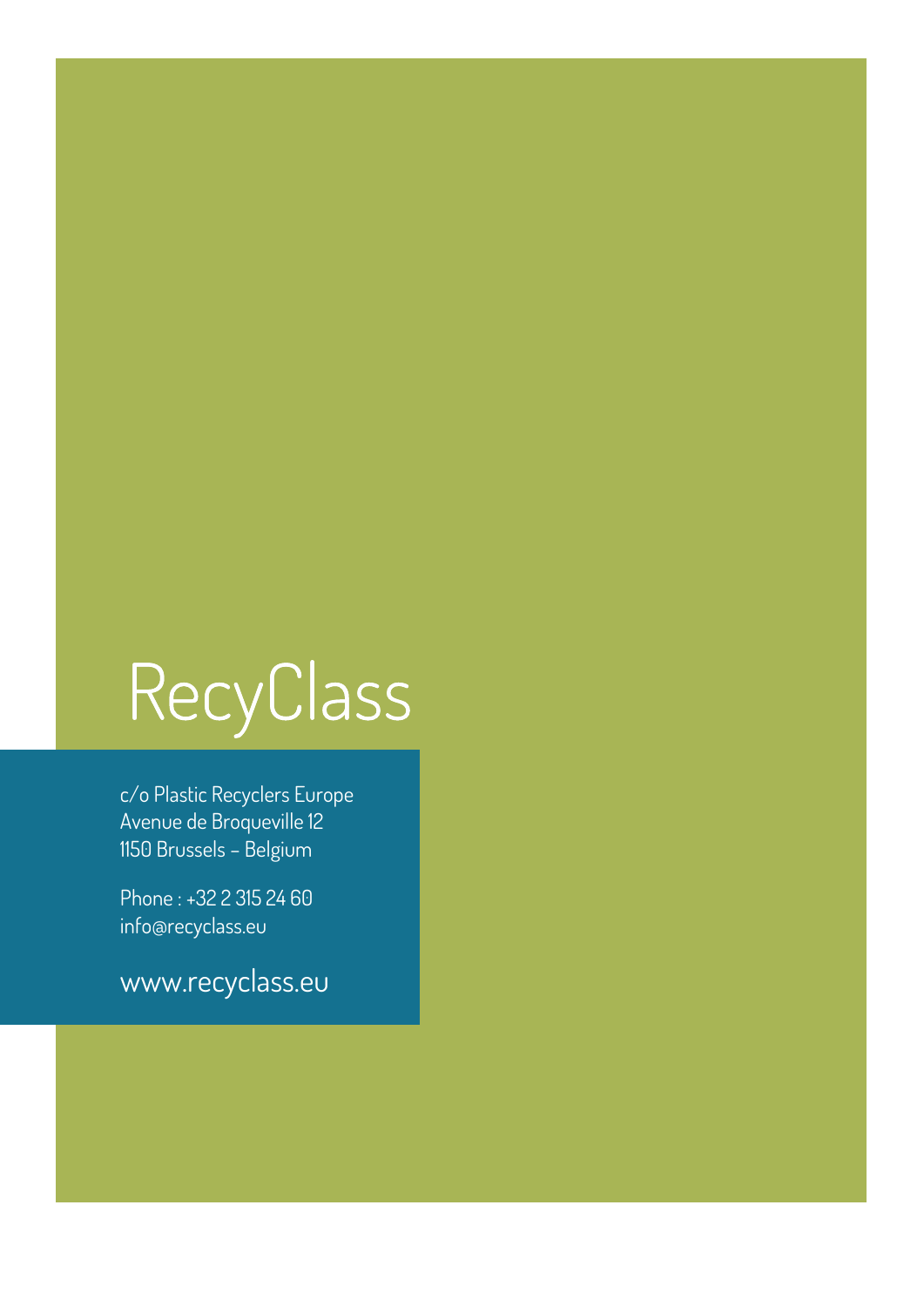# RecyClass

c/o Plastic Recyclers Europe
Avenue de Broqueville 12
1150 Brussels – Belgium

Phone : +32 2 315 24 60
info@recyclass.eu

www.recyclass.eu